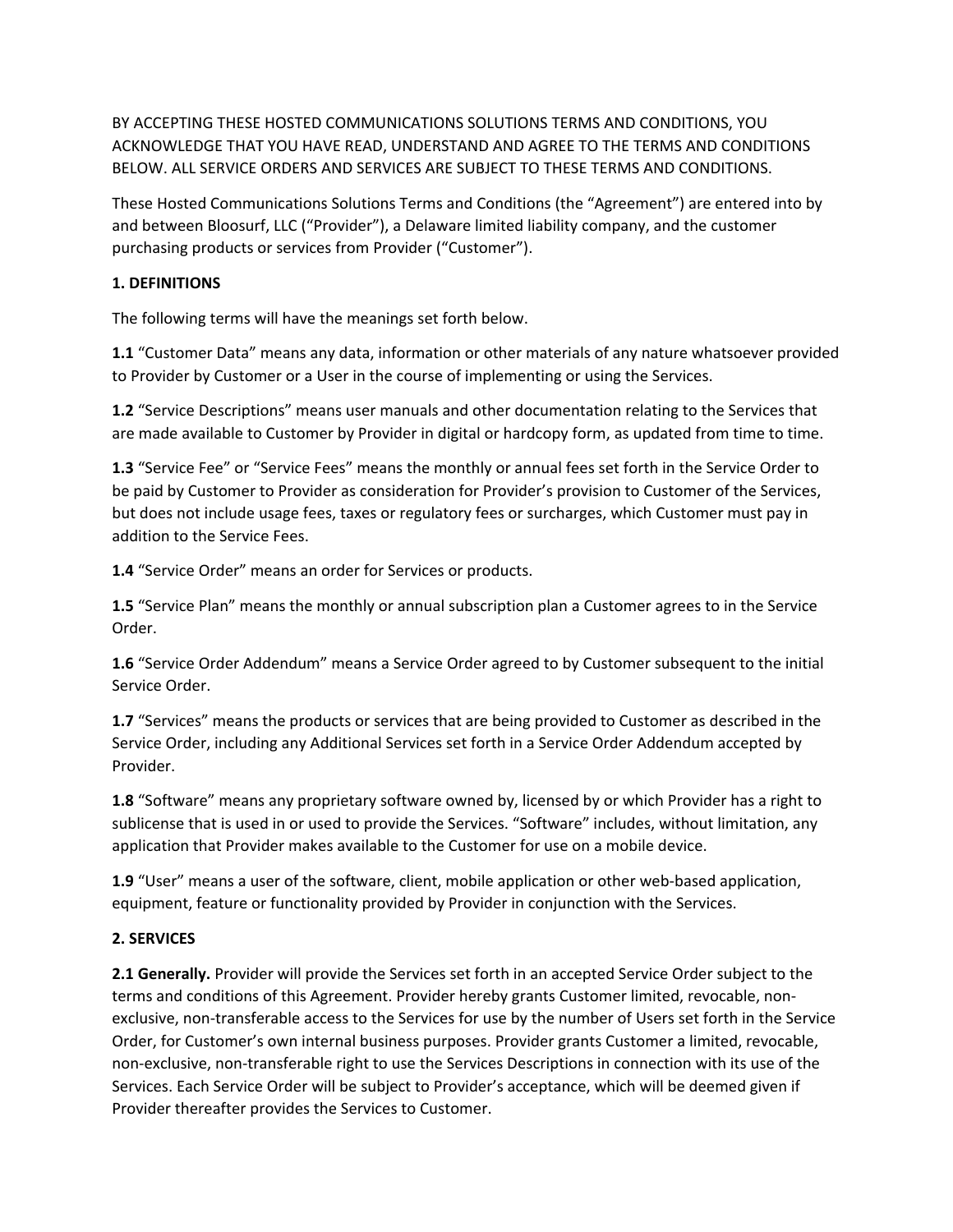BY ACCEPTING THESE HOSTED COMMUNICATIONS SOLUTIONS TERMS AND CONDITIONS, YOU ACKNOWLEDGE THAT YOU HAVE READ, UNDERSTAND AND AGREE TO THE TERMS AND CONDITIONS BELOW. ALL SERVICE ORDERS AND SERVICES ARE SUBJECT TO THESE TERMS AND CONDITIONS.

These Hosted Communications Solutions Terms and Conditions (the "Agreement") are entered into by and between Bloosurf, LLC ("Provider"), a Delaware limited liability company, and the customer purchasing products or services from Provider ("Customer").

**1. DEFINITIONS**

The following terms will have the meanings set forth below.

**1.1** "Customer Data" means any data, information or other materials of any nature whatsoever provided to Provider by Customer or a User in the course of implementing or using the Services.

**1.2** "Service Descriptions" means user manuals and other documentation relating to the Services that are made available to Customer by Provider in digital or hardcopy form, as updated from time to time.

**1.3** "Service Fee" or "Service Fees" means the monthly or annual fees set forth in the Service Order to be paid by Customer to Provider as consideration for Provider's provision to Customer of the Services, but does not include usage fees, taxes or regulatory fees or surcharges, which Customer must pay in addition to the Service Fees.

**1.4** "Service Order" means an order for Services or products.

**1.5** "Service Plan" means the monthly or annual subscription plan a Customer agrees to in the Service Order.

**1.6** "Service Order Addendum" means a Service Order agreed to by Customer subsequent to the initial Service Order.

**1.7** "Services" means the products or services that are being provided to Customer as described in the Service Order, including any Additional Services set forth in a Service Order Addendum accepted by Provider.

**1.8** "Software" means any proprietary software owned by, licensed by or which Provider has a right to sublicense that is used in or used to provide the Services. "Software" includes, without limitation, any application that Provider makes available to the Customer for use on a mobile device.

**1.9** "User" means a user of the software, client, mobile application or other web-based application, equipment, feature or functionality provided by Provider in conjunction with the Services.

**2. SERVICES**

**2.1 Generally.** Provider will provide the Services set forth in an accepted Service Order subject to the terms and conditions of this Agreement. Provider hereby grants Customer limited, revocable, non-exclusive, non-transferable access to the Services for use by the number of Users set forth in the Service Order, for Customer's own internal business purposes. Provider grants Customer a limited, revocable, non-exclusive, non-transferable right to use the Services Descriptions in connection with its use of the Services. Each Service Order will be subject to Provider's acceptance, which will be deemed given if Provider thereafter provides the Services to Customer.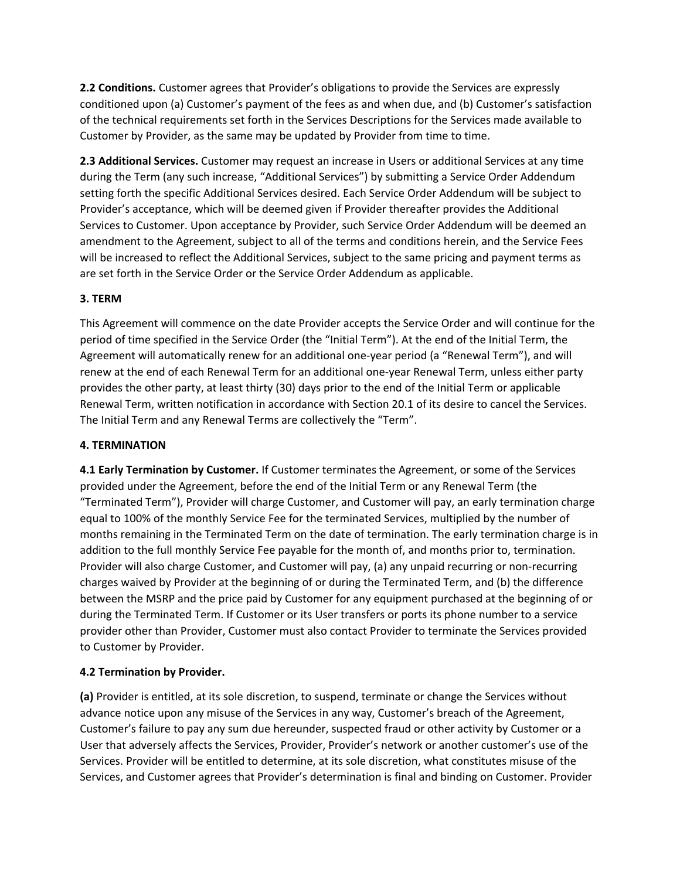**2.2 Conditions.** Customer agrees that Provider's obligations to provide the Services are expressly conditioned upon (a) Customer's payment of the fees as and when due, and (b) Customer's satisfaction of the technical requirements set forth in the Services Descriptions for the Services made available to Customer by Provider, as the same may be updated by Provider from time to time.

**2.3 Additional Services.** Customer may request an increase in Users or additional Services at any time during the Term (any such increase, "Additional Services") by submitting a Service Order Addendum setting forth the specific Additional Services desired. Each Service Order Addendum will be subject to Provider's acceptance, which will be deemed given if Provider thereafter provides the Additional Services to Customer. Upon acceptance by Provider, such Service Order Addendum will be deemed an amendment to the Agreement, subject to all of the terms and conditions herein, and the Service Fees will be increased to reflect the Additional Services, subject to the same pricing and payment terms as are set forth in the Service Order or the Service Order Addendum as applicable.

## 3. TERM

This Agreement will commence on the date Provider accepts the Service Order and will continue for the period of time specified in the Service Order (the "Initial Term"). At the end of the Initial Term, the Agreement will automatically renew for an additional one-year period (a "Renewal Term"), and will renew at the end of each Renewal Term for an additional one-year Renewal Term, unless either party provides the other party, at least thirty (30) days prior to the end of the Initial Term or applicable Renewal Term, written notification in accordance with Section 20.1 of its desire to cancel the Services. The Initial Term and any Renewal Terms are collectively the "Term".

## 4. TERMINATION

**4.1 Early Termination by Customer.** If Customer terminates the Agreement, or some of the Services provided under the Agreement, before the end of the Initial Term or any Renewal Term (the "Terminated Term"), Provider will charge Customer, and Customer will pay, an early termination charge equal to 100% of the monthly Service Fee for the terminated Services, multiplied by the number of months remaining in the Terminated Term on the date of termination. The early termination charge is in addition to the full monthly Service Fee payable for the month of, and months prior to, termination. Provider will also charge Customer, and Customer will pay, (a) any unpaid recurring or non-recurring charges waived by Provider at the beginning of or during the Terminated Term, and (b) the difference between the MSRP and the price paid by Customer for any equipment purchased at the beginning of or during the Terminated Term. If Customer or its User transfers or ports its phone number to a service provider other than Provider, Customer must also contact Provider to terminate the Services provided to Customer by Provider.

**4.2 Termination by Provider.**

**(a)** Provider is entitled, at its sole discretion, to suspend, terminate or change the Services without advance notice upon any misuse of the Services in any way, Customer's breach of the Agreement, Customer's failure to pay any sum due hereunder, suspected fraud or other activity by Customer or a User that adversely affects the Services, Provider, Provider's network or another customer's use of the Services. Provider will be entitled to determine, at its sole discretion, what constitutes misuse of the Services, and Customer agrees that Provider's determination is final and binding on Customer. Provider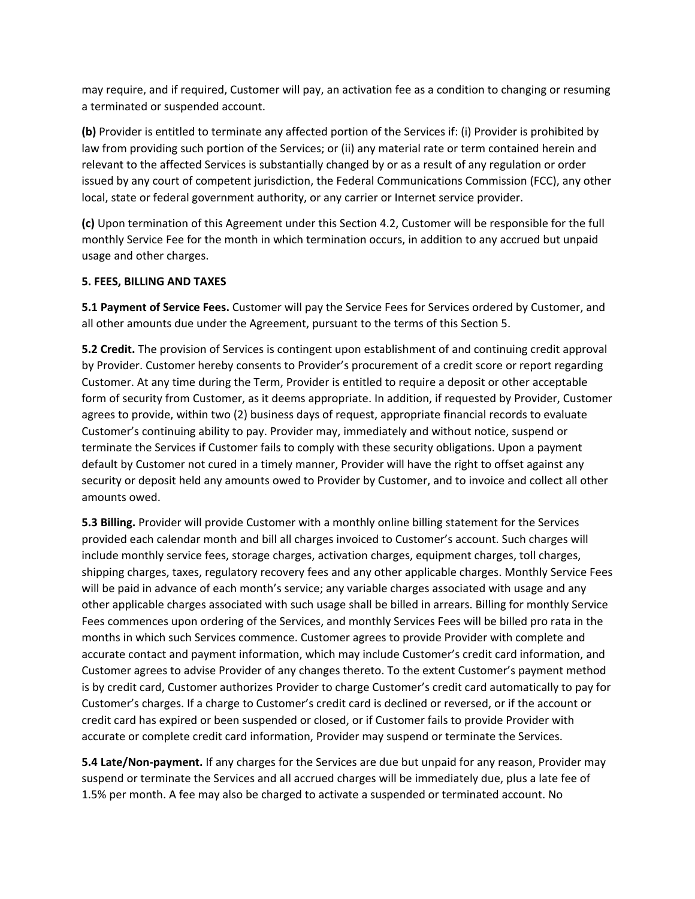may require, and if required, Customer will pay, an activation fee as a condition to changing or resuming a terminated or suspended account.

**(b)** Provider is entitled to terminate any affected portion of the Services if: (i) Provider is prohibited by law from providing such portion of the Services; or (ii) any material rate or term contained herein and relevant to the affected Services is substantially changed by or as a result of any regulation or order issued by any court of competent jurisdiction, the Federal Communications Commission (FCC), any other local, state or federal government authority, or any carrier or Internet service provider.

**(c)** Upon termination of this Agreement under this Section 4.2, Customer will be responsible for the full monthly Service Fee for the month in which termination occurs, in addition to any accrued but unpaid usage and other charges.

## 5. FEES, BILLING AND TAXES

**5.1 Payment of Service Fees.** Customer will pay the Service Fees for Services ordered by Customer, and all other amounts due under the Agreement, pursuant to the terms of this Section 5.

**5.2 Credit.** The provision of Services is contingent upon establishment of and continuing credit approval by Provider. Customer hereby consents to Provider's procurement of a credit score or report regarding Customer. At any time during the Term, Provider is entitled to require a deposit or other acceptable form of security from Customer, as it deems appropriate. In addition, if requested by Provider, Customer agrees to provide, within two (2) business days of request, appropriate financial records to evaluate Customer's continuing ability to pay. Provider may, immediately and without notice, suspend or terminate the Services if Customer fails to comply with these security obligations. Upon a payment default by Customer not cured in a timely manner, Provider will have the right to offset against any security or deposit held any amounts owed to Provider by Customer, and to invoice and collect all other amounts owed.

**5.3 Billing.** Provider will provide Customer with a monthly online billing statement for the Services provided each calendar month and bill all charges invoiced to Customer's account. Such charges will include monthly service fees, storage charges, activation charges, equipment charges, toll charges, shipping charges, taxes, regulatory recovery fees and any other applicable charges. Monthly Service Fees will be paid in advance of each month's service; any variable charges associated with usage and any other applicable charges associated with such usage shall be billed in arrears. Billing for monthly Service Fees commences upon ordering of the Services, and monthly Services Fees will be billed pro rata in the months in which such Services commence. Customer agrees to provide Provider with complete and accurate contact and payment information, which may include Customer's credit card information, and Customer agrees to advise Provider of any changes thereto. To the extent Customer's payment method is by credit card, Customer authorizes Provider to charge Customer's credit card automatically to pay for Customer's charges. If a charge to Customer's credit card is declined or reversed, or if the account or credit card has expired or been suspended or closed, or if Customer fails to provide Provider with accurate or complete credit card information, Provider may suspend or terminate the Services.

**5.4 Late/Non-payment.** If any charges for the Services are due but unpaid for any reason, Provider may suspend or terminate the Services and all accrued charges will be immediately due, plus a late fee of 1.5% per month. A fee may also be charged to activate a suspended or terminated account. No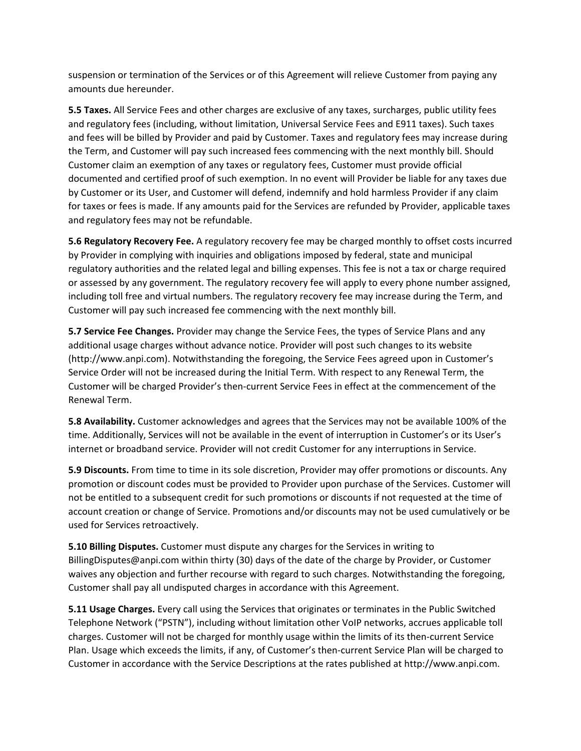suspension or termination of the Services or of this Agreement will relieve Customer from paying any amounts due hereunder.

**5.5 Taxes.** All Service Fees and other charges are exclusive of any taxes, surcharges, public utility fees and regulatory fees (including, without limitation, Universal Service Fees and E911 taxes). Such taxes and fees will be billed by Provider and paid by Customer. Taxes and regulatory fees may increase during the Term, and Customer will pay such increased fees commencing with the next monthly bill. Should Customer claim an exemption of any taxes or regulatory fees, Customer must provide official documented and certified proof of such exemption. In no event will Provider be liable for any taxes due by Customer or its User, and Customer will defend, indemnify and hold harmless Provider if any claim for taxes or fees is made. If any amounts paid for the Services are refunded by Provider, applicable taxes and regulatory fees may not be refundable.

**5.6 Regulatory Recovery Fee.** A regulatory recovery fee may be charged monthly to offset costs incurred by Provider in complying with inquiries and obligations imposed by federal, state and municipal regulatory authorities and the related legal and billing expenses. This fee is not a tax or charge required or assessed by any government. The regulatory recovery fee will apply to every phone number assigned, including toll free and virtual numbers. The regulatory recovery fee may increase during the Term, and Customer will pay such increased fee commencing with the next monthly bill.

**5.7 Service Fee Changes.** Provider may change the Service Fees, the types of Service Plans and any additional usage charges without advance notice. Provider will post such changes to its website (http://www.anpi.com). Notwithstanding the foregoing, the Service Fees agreed upon in Customer's Service Order will not be increased during the Initial Term. With respect to any Renewal Term, the Customer will be charged Provider's then-current Service Fees in effect at the commencement of the Renewal Term.

**5.8 Availability.** Customer acknowledges and agrees that the Services may not be available 100% of the time. Additionally, Services will not be available in the event of interruption in Customer's or its User's internet or broadband service. Provider will not credit Customer for any interruptions in Service.

**5.9 Discounts.** From time to time in its sole discretion, Provider may offer promotions or discounts. Any promotion or discount codes must be provided to Provider upon purchase of the Services. Customer will not be entitled to a subsequent credit for such promotions or discounts if not requested at the time of account creation or change of Service. Promotions and/or discounts may not be used cumulatively or be used for Services retroactively.

**5.10 Billing Disputes.** Customer must dispute any charges for the Services in writing to BillingDisputes@anpi.com within thirty (30) days of the date of the charge by Provider, or Customer waives any objection and further recourse with regard to such charges. Notwithstanding the foregoing, Customer shall pay all undisputed charges in accordance with this Agreement.

**5.11 Usage Charges.** Every call using the Services that originates or terminates in the Public Switched Telephone Network ("PSTN"), including without limitation other VoIP networks, accrues applicable toll charges. Customer will not be charged for monthly usage within the limits of its then-current Service Plan. Usage which exceeds the limits, if any, of Customer's then-current Service Plan will be charged to Customer in accordance with the Service Descriptions at the rates published at http://www.anpi.com.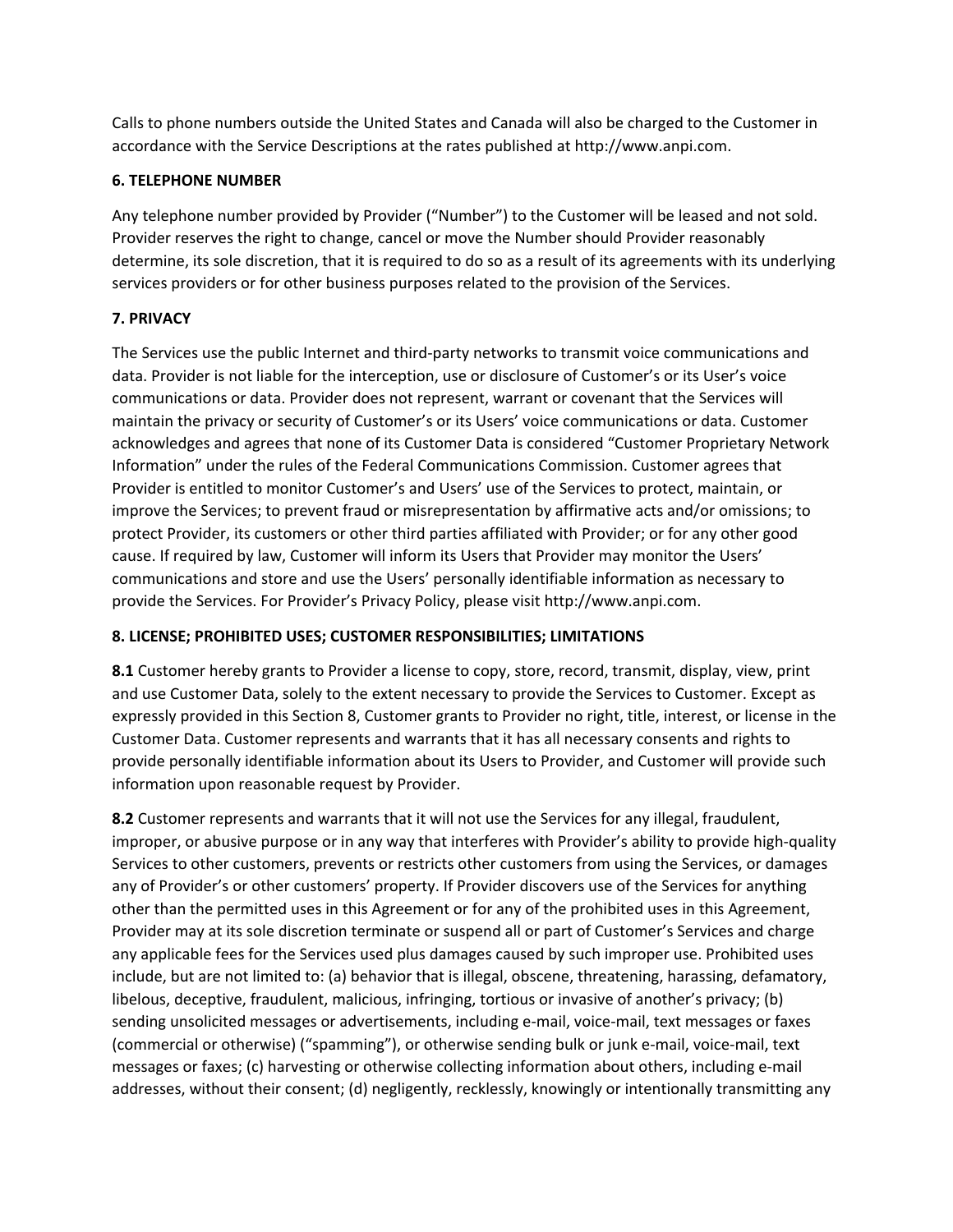Calls to phone numbers outside the United States and Canada will also be charged to the Customer in accordance with the Service Descriptions at the rates published at http://www.anpi.com.

**6. TELEPHONE NUMBER**

Any telephone number provided by Provider (“Number”) to the Customer will be leased and not sold. Provider reserves the right to change, cancel or move the Number should Provider reasonably determine, its sole discretion, that it is required to do so as a result of its agreements with its underlying services providers or for other business purposes related to the provision of the Services.

**7. PRIVACY**

The Services use the public Internet and third-party networks to transmit voice communications and data. Provider is not liable for the interception, use or disclosure of Customer’s or its User’s voice communications or data. Provider does not represent, warrant or covenant that the Services will maintain the privacy or security of Customer’s or its Users’ voice communications or data. Customer acknowledges and agrees that none of its Customer Data is considered “Customer Proprietary Network Information” under the rules of the Federal Communications Commission. Customer agrees that Provider is entitled to monitor Customer’s and Users’ use of the Services to protect, maintain, or improve the Services; to prevent fraud or misrepresentation by affirmative acts and/or omissions; to protect Provider, its customers or other third parties affiliated with Provider; or for any other good cause. If required by law, Customer will inform its Users that Provider may monitor the Users’ communications and store and use the Users’ personally identifiable information as necessary to provide the Services. For Provider’s Privacy Policy, please visit http://www.anpi.com.

**8. LICENSE; PROHIBITED USES; CUSTOMER RESPONSIBILITIES; LIMITATIONS**

**8.1** Customer hereby grants to Provider a license to copy, store, record, transmit, display, view, print and use Customer Data, solely to the extent necessary to provide the Services to Customer. Except as expressly provided in this Section 8, Customer grants to Provider no right, title, interest, or license in the Customer Data. Customer represents and warrants that it has all necessary consents and rights to provide personally identifiable information about its Users to Provider, and Customer will provide such information upon reasonable request by Provider.

**8.2** Customer represents and warrants that it will not use the Services for any illegal, fraudulent, improper, or abusive purpose or in any way that interferes with Provider’s ability to provide high-quality Services to other customers, prevents or restricts other customers from using the Services, or damages any of Provider’s or other customers’ property. If Provider discovers use of the Services for anything other than the permitted uses in this Agreement or for any of the prohibited uses in this Agreement, Provider may at its sole discretion terminate or suspend all or part of Customer’s Services and charge any applicable fees for the Services used plus damages caused by such improper use. Prohibited uses include, but are not limited to: (a) behavior that is illegal, obscene, threatening, harassing, defamatory, libelous, deceptive, fraudulent, malicious, infringing, tortious or invasive of another’s privacy; (b) sending unsolicited messages or advertisements, including e-mail, voice-mail, text messages or faxes (commercial or otherwise) (“spamming”), or otherwise sending bulk or junk e-mail, voice-mail, text messages or faxes; (c) harvesting or otherwise collecting information about others, including e-mail addresses, without their consent; (d) negligently, recklessly, knowingly or intentionally transmitting any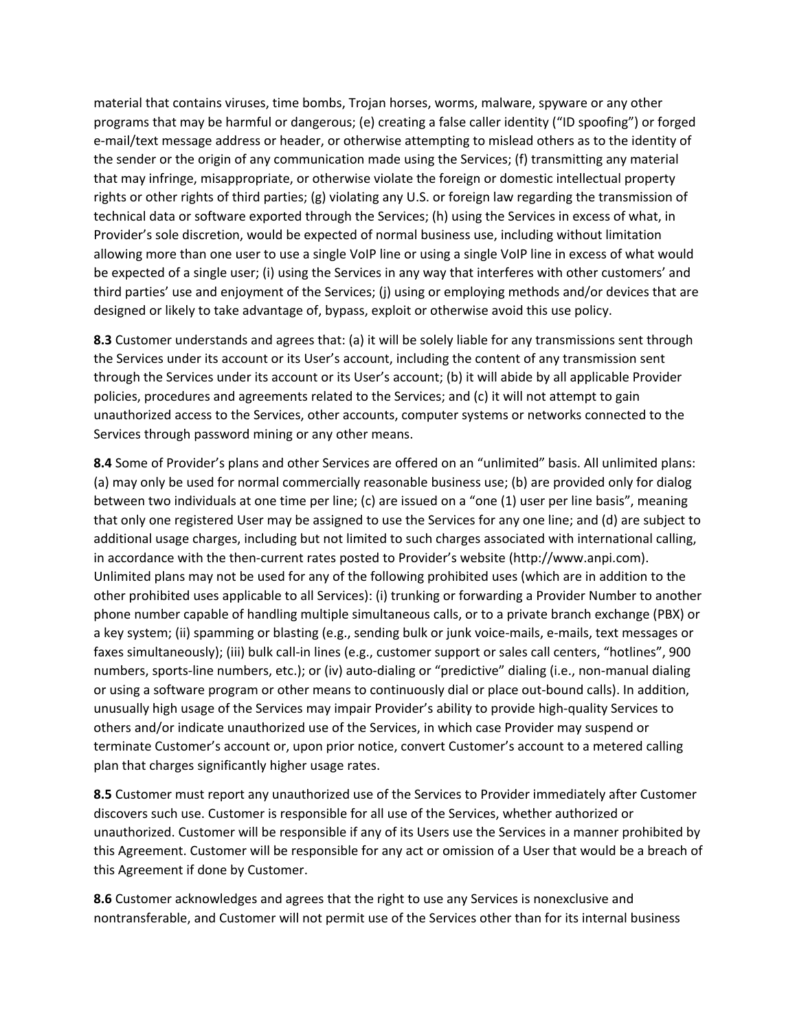material that contains viruses, time bombs, Trojan horses, worms, malware, spyware or any other programs that may be harmful or dangerous; (e) creating a false caller identity ("ID spoofing") or forged e-mail/text message address or header, or otherwise attempting to mislead others as to the identity of the sender or the origin of any communication made using the Services; (f) transmitting any material that may infringe, misappropriate, or otherwise violate the foreign or domestic intellectual property rights or other rights of third parties; (g) violating any U.S. or foreign law regarding the transmission of technical data or software exported through the Services; (h) using the Services in excess of what, in Provider's sole discretion, would be expected of normal business use, including without limitation allowing more than one user to use a single VoIP line or using a single VoIP line in excess of what would be expected of a single user; (i) using the Services in any way that interferes with other customers' and third parties' use and enjoyment of the Services; (j) using or employing methods and/or devices that are designed or likely to take advantage of, bypass, exploit or otherwise avoid this use policy.

**8.3** Customer understands and agrees that: (a) it will be solely liable for any transmissions sent through the Services under its account or its User's account, including the content of any transmission sent through the Services under its account or its User's account; (b) it will abide by all applicable Provider policies, procedures and agreements related to the Services; and (c) it will not attempt to gain unauthorized access to the Services, other accounts, computer systems or networks connected to the Services through password mining or any other means.

**8.4** Some of Provider's plans and other Services are offered on an "unlimited" basis. All unlimited plans: (a) may only be used for normal commercially reasonable business use; (b) are provided only for dialog between two individuals at one time per line; (c) are issued on a "one (1) user per line basis", meaning that only one registered User may be assigned to use the Services for any one line; and (d) are subject to additional usage charges, including but not limited to such charges associated with international calling, in accordance with the then-current rates posted to Provider's website (http://www.anpi.com). Unlimited plans may not be used for any of the following prohibited uses (which are in addition to the other prohibited uses applicable to all Services): (i) trunking or forwarding a Provider Number to another phone number capable of handling multiple simultaneous calls, or to a private branch exchange (PBX) or a key system; (ii) spamming or blasting (e.g., sending bulk or junk voice-mails, e-mails, text messages or faxes simultaneously); (iii) bulk call-in lines (e.g., customer support or sales call centers, "hotlines", 900 numbers, sports-line numbers, etc.); or (iv) auto-dialing or "predictive" dialing (i.e., non-manual dialing or using a software program or other means to continuously dial or place out-bound calls). In addition, unusually high usage of the Services may impair Provider's ability to provide high-quality Services to others and/or indicate unauthorized use of the Services, in which case Provider may suspend or terminate Customer's account or, upon prior notice, convert Customer's account to a metered calling plan that charges significantly higher usage rates.

**8.5** Customer must report any unauthorized use of the Services to Provider immediately after Customer discovers such use. Customer is responsible for all use of the Services, whether authorized or unauthorized. Customer will be responsible if any of its Users use the Services in a manner prohibited by this Agreement. Customer will be responsible for any act or omission of a User that would be a breach of this Agreement if done by Customer.

**8.6** Customer acknowledges and agrees that the right to use any Services is nonexclusive and nontransferable, and Customer will not permit use of the Services other than for its internal business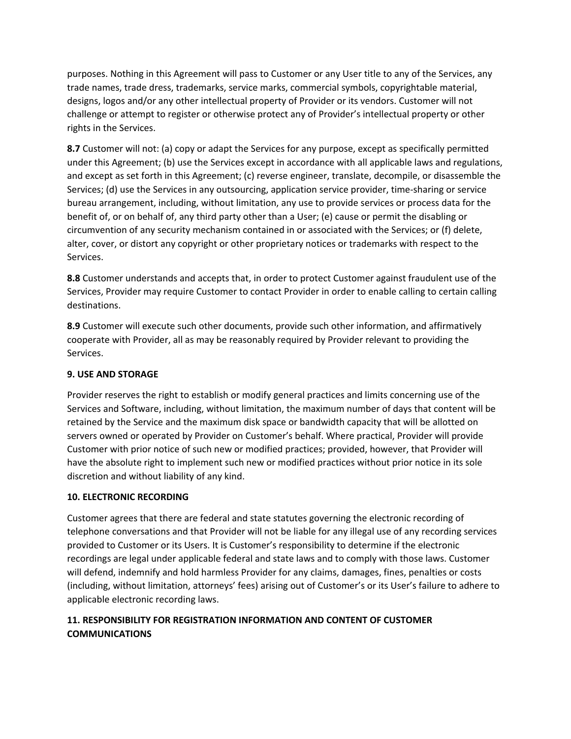purposes. Nothing in this Agreement will pass to Customer or any User title to any of the Services, any trade names, trade dress, trademarks, service marks, commercial symbols, copyrightable material, designs, logos and/or any other intellectual property of Provider or its vendors. Customer will not challenge or attempt to register or otherwise protect any of Provider's intellectual property or other rights in the Services.

**8.7** Customer will not: (a) copy or adapt the Services for any purpose, except as specifically permitted under this Agreement; (b) use the Services except in accordance with all applicable laws and regulations, and except as set forth in this Agreement; (c) reverse engineer, translate, decompile, or disassemble the Services; (d) use the Services in any outsourcing, application service provider, time-sharing or service bureau arrangement, including, without limitation, any use to provide services or process data for the benefit of, or on behalf of, any third party other than a User; (e) cause or permit the disabling or circumvention of any security mechanism contained in or associated with the Services; or (f) delete, alter, cover, or distort any copyright or other proprietary notices or trademarks with respect to the Services.

**8.8** Customer understands and accepts that, in order to protect Customer against fraudulent use of the Services, Provider may require Customer to contact Provider in order to enable calling to certain calling destinations.

**8.9** Customer will execute such other documents, provide such other information, and affirmatively cooperate with Provider, all as may be reasonably required by Provider relevant to providing the Services.

**9. USE AND STORAGE**

Provider reserves the right to establish or modify general practices and limits concerning use of the Services and Software, including, without limitation, the maximum number of days that content will be retained by the Service and the maximum disk space or bandwidth capacity that will be allotted on servers owned or operated by Provider on Customer's behalf. Where practical, Provider will provide Customer with prior notice of such new or modified practices; provided, however, that Provider will have the absolute right to implement such new or modified practices without prior notice in its sole discretion and without liability of any kind.

**10. ELECTRONIC RECORDING**

Customer agrees that there are federal and state statutes governing the electronic recording of telephone conversations and that Provider will not be liable for any illegal use of any recording services provided to Customer or its Users. It is Customer's responsibility to determine if the electronic recordings are legal under applicable federal and state laws and to comply with those laws. Customer will defend, indemnify and hold harmless Provider for any claims, damages, fines, penalties or costs (including, without limitation, attorneys' fees) arising out of Customer's or its User's failure to adhere to applicable electronic recording laws.

**11. RESPONSIBILITY FOR REGISTRATION INFORMATION AND CONTENT OF CUSTOMER COMMUNICATIONS**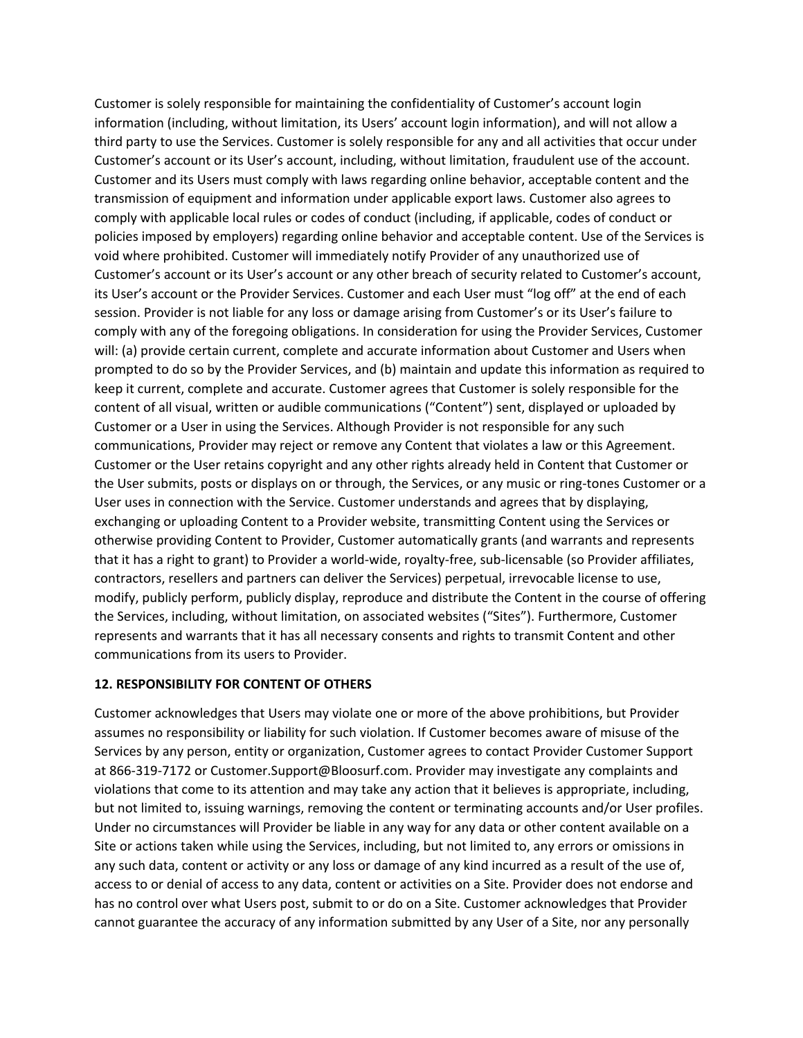Customer is solely responsible for maintaining the confidentiality of Customer's account login information (including, without limitation, its Users' account login information), and will not allow a third party to use the Services. Customer is solely responsible for any and all activities that occur under Customer's account or its User's account, including, without limitation, fraudulent use of the account. Customer and its Users must comply with laws regarding online behavior, acceptable content and the transmission of equipment and information under applicable export laws. Customer also agrees to comply with applicable local rules or codes of conduct (including, if applicable, codes of conduct or policies imposed by employers) regarding online behavior and acceptable content. Use of the Services is void where prohibited. Customer will immediately notify Provider of any unauthorized use of Customer's account or its User's account or any other breach of security related to Customer's account, its User's account or the Provider Services. Customer and each User must "log off" at the end of each session. Provider is not liable for any loss or damage arising from Customer's or its User's failure to comply with any of the foregoing obligations. In consideration for using the Provider Services, Customer will: (a) provide certain current, complete and accurate information about Customer and Users when prompted to do so by the Provider Services, and (b) maintain and update this information as required to keep it current, complete and accurate. Customer agrees that Customer is solely responsible for the content of all visual, written or audible communications ("Content") sent, displayed or uploaded by Customer or a User in using the Services. Although Provider is not responsible for any such communications, Provider may reject or remove any Content that violates a law or this Agreement. Customer or the User retains copyright and any other rights already held in Content that Customer or the User submits, posts or displays on or through, the Services, or any music or ring-tones Customer or a User uses in connection with the Service. Customer understands and agrees that by displaying, exchanging or uploading Content to a Provider website, transmitting Content using the Services or otherwise providing Content to Provider, Customer automatically grants (and warrants and represents that it has a right to grant) to Provider a world-wide, royalty-free, sub-licensable (so Provider affiliates, contractors, resellers and partners can deliver the Services) perpetual, irrevocable license to use, modify, publicly perform, publicly display, reproduce and distribute the Content in the course of offering the Services, including, without limitation, on associated websites ("Sites"). Furthermore, Customer represents and warrants that it has all necessary consents and rights to transmit Content and other communications from its users to Provider.

**12. RESPONSIBILITY FOR CONTENT OF OTHERS**

Customer acknowledges that Users may violate one or more of the above prohibitions, but Provider assumes no responsibility or liability for such violation. If Customer becomes aware of misuse of the Services by any person, entity or organization, Customer agrees to contact Provider Customer Support at 866-319-7172 or Customer.Support@Bloosurf.com. Provider may investigate any complaints and violations that come to its attention and may take any action that it believes is appropriate, including, but not limited to, issuing warnings, removing the content or terminating accounts and/or User profiles. Under no circumstances will Provider be liable in any way for any data or other content available on a Site or actions taken while using the Services, including, but not limited to, any errors or omissions in any such data, content or activity or any loss or damage of any kind incurred as a result of the use of, access to or denial of access to any data, content or activities on a Site. Provider does not endorse and has no control over what Users post, submit to or do on a Site. Customer acknowledges that Provider cannot guarantee the accuracy of any information submitted by any User of a Site, nor any personally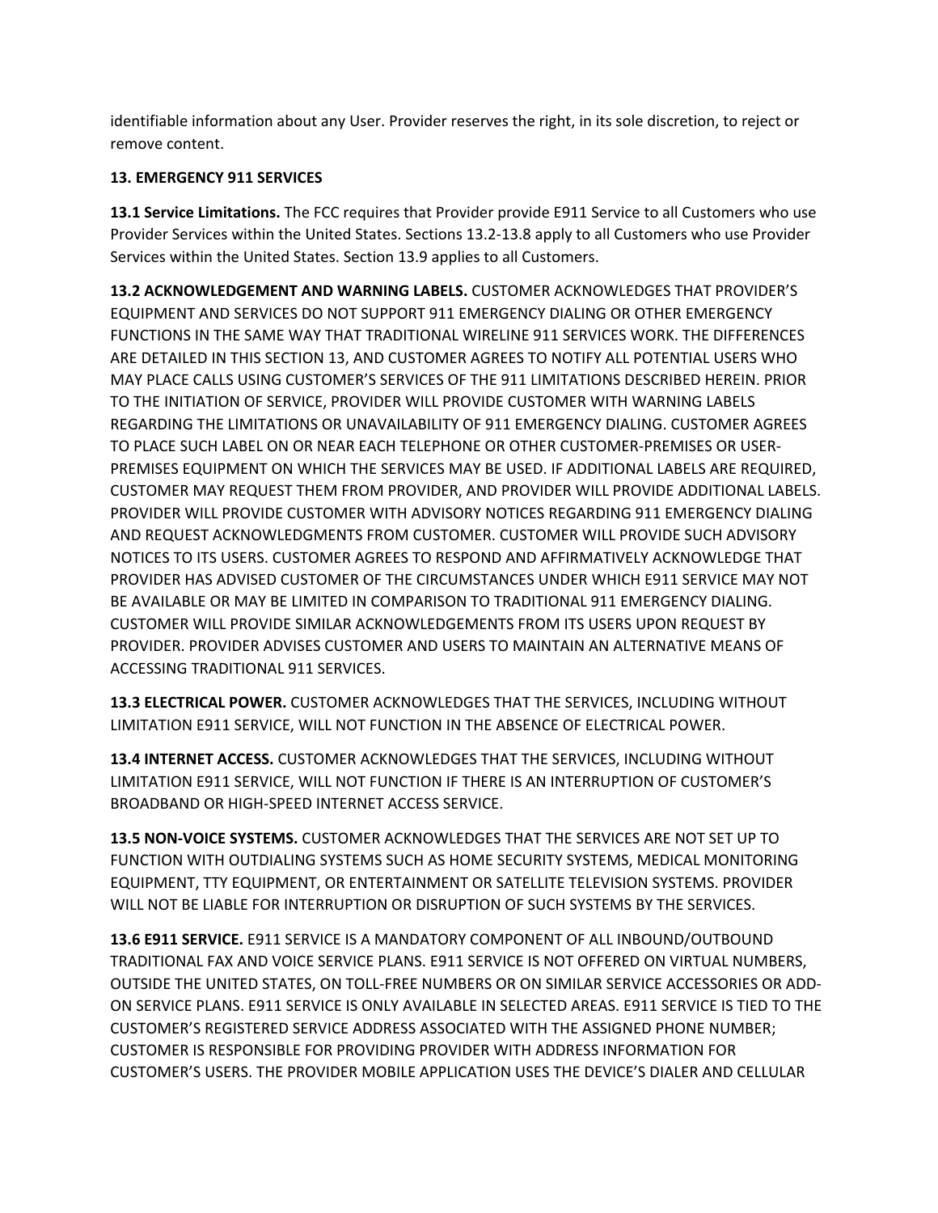identifiable information about any User. Provider reserves the right, in its sole discretion, to reject or remove content.

**13. EMERGENCY 911 SERVICES**

**13.1 Service Limitations.** The FCC requires that Provider provide E911 Service to all Customers who use Provider Services within the United States. Sections 13.2-13.8 apply to all Customers who use Provider Services within the United States. Section 13.9 applies to all Customers.

**13.2 ACKNOWLEDGEMENT AND WARNING LABELS.** CUSTOMER ACKNOWLEDGES THAT PROVIDER'S EQUIPMENT AND SERVICES DO NOT SUPPORT 911 EMERGENCY DIALING OR OTHER EMERGENCY FUNCTIONS IN THE SAME WAY THAT TRADITIONAL WIRELINE 911 SERVICES WORK. THE DIFFERENCES ARE DETAILED IN THIS SECTION 13, AND CUSTOMER AGREES TO NOTIFY ALL POTENTIAL USERS WHO MAY PLACE CALLS USING CUSTOMER'S SERVICES OF THE 911 LIMITATIONS DESCRIBED HEREIN. PRIOR TO THE INITIATION OF SERVICE, PROVIDER WILL PROVIDE CUSTOMER WITH WARNING LABELS REGARDING THE LIMITATIONS OR UNAVAILABILITY OF 911 EMERGENCY DIALING. CUSTOMER AGREES TO PLACE SUCH LABEL ON OR NEAR EACH TELEPHONE OR OTHER CUSTOMER-PREMISES OR USER-PREMISES EQUIPMENT ON WHICH THE SERVICES MAY BE USED. IF ADDITIONAL LABELS ARE REQUIRED, CUSTOMER MAY REQUEST THEM FROM PROVIDER, AND PROVIDER WILL PROVIDE ADDITIONAL LABELS. PROVIDER WILL PROVIDE CUSTOMER WITH ADVISORY NOTICES REGARDING 911 EMERGENCY DIALING AND REQUEST ACKNOWLEDGMENTS FROM CUSTOMER. CUSTOMER WILL PROVIDE SUCH ADVISORY NOTICES TO ITS USERS. CUSTOMER AGREES TO RESPOND AND AFFIRMATIVELY ACKNOWLEDGE THAT PROVIDER HAS ADVISED CUSTOMER OF THE CIRCUMSTANCES UNDER WHICH E911 SERVICE MAY NOT BE AVAILABLE OR MAY BE LIMITED IN COMPARISON TO TRADITIONAL 911 EMERGENCY DIALING. CUSTOMER WILL PROVIDE SIMILAR ACKNOWLEDGEMENTS FROM ITS USERS UPON REQUEST BY PROVIDER. PROVIDER ADVISES CUSTOMER AND USERS TO MAINTAIN AN ALTERNATIVE MEANS OF ACCESSING TRADITIONAL 911 SERVICES.

**13.3 ELECTRICAL POWER.** CUSTOMER ACKNOWLEDGES THAT THE SERVICES, INCLUDING WITHOUT LIMITATION E911 SERVICE, WILL NOT FUNCTION IN THE ABSENCE OF ELECTRICAL POWER.

**13.4 INTERNET ACCESS.** CUSTOMER ACKNOWLEDGES THAT THE SERVICES, INCLUDING WITHOUT LIMITATION E911 SERVICE, WILL NOT FUNCTION IF THERE IS AN INTERRUPTION OF CUSTOMER'S BROADBAND OR HIGH-SPEED INTERNET ACCESS SERVICE.

**13.5 NON-VOICE SYSTEMS.** CUSTOMER ACKNOWLEDGES THAT THE SERVICES ARE NOT SET UP TO FUNCTION WITH OUTDIALING SYSTEMS SUCH AS HOME SECURITY SYSTEMS, MEDICAL MONITORING EQUIPMENT, TTY EQUIPMENT, OR ENTERTAINMENT OR SATELLITE TELEVISION SYSTEMS. PROVIDER WILL NOT BE LIABLE FOR INTERRUPTION OR DISRUPTION OF SUCH SYSTEMS BY THE SERVICES.

**13.6 E911 SERVICE.** E911 SERVICE IS A MANDATORY COMPONENT OF ALL INBOUND/OUTBOUND TRADITIONAL FAX AND VOICE SERVICE PLANS. E911 SERVICE IS NOT OFFERED ON VIRTUAL NUMBERS, OUTSIDE THE UNITED STATES, ON TOLL-FREE NUMBERS OR ON SIMILAR SERVICE ACCESSORIES OR ADD-ON SERVICE PLANS. E911 SERVICE IS ONLY AVAILABLE IN SELECTED AREAS. E911 SERVICE IS TIED TO THE CUSTOMER'S REGISTERED SERVICE ADDRESS ASSOCIATED WITH THE ASSIGNED PHONE NUMBER; CUSTOMER IS RESPONSIBLE FOR PROVIDING PROVIDER WITH ADDRESS INFORMATION FOR CUSTOMER'S USERS. THE PROVIDER MOBILE APPLICATION USES THE DEVICE'S DIALER AND CELLULAR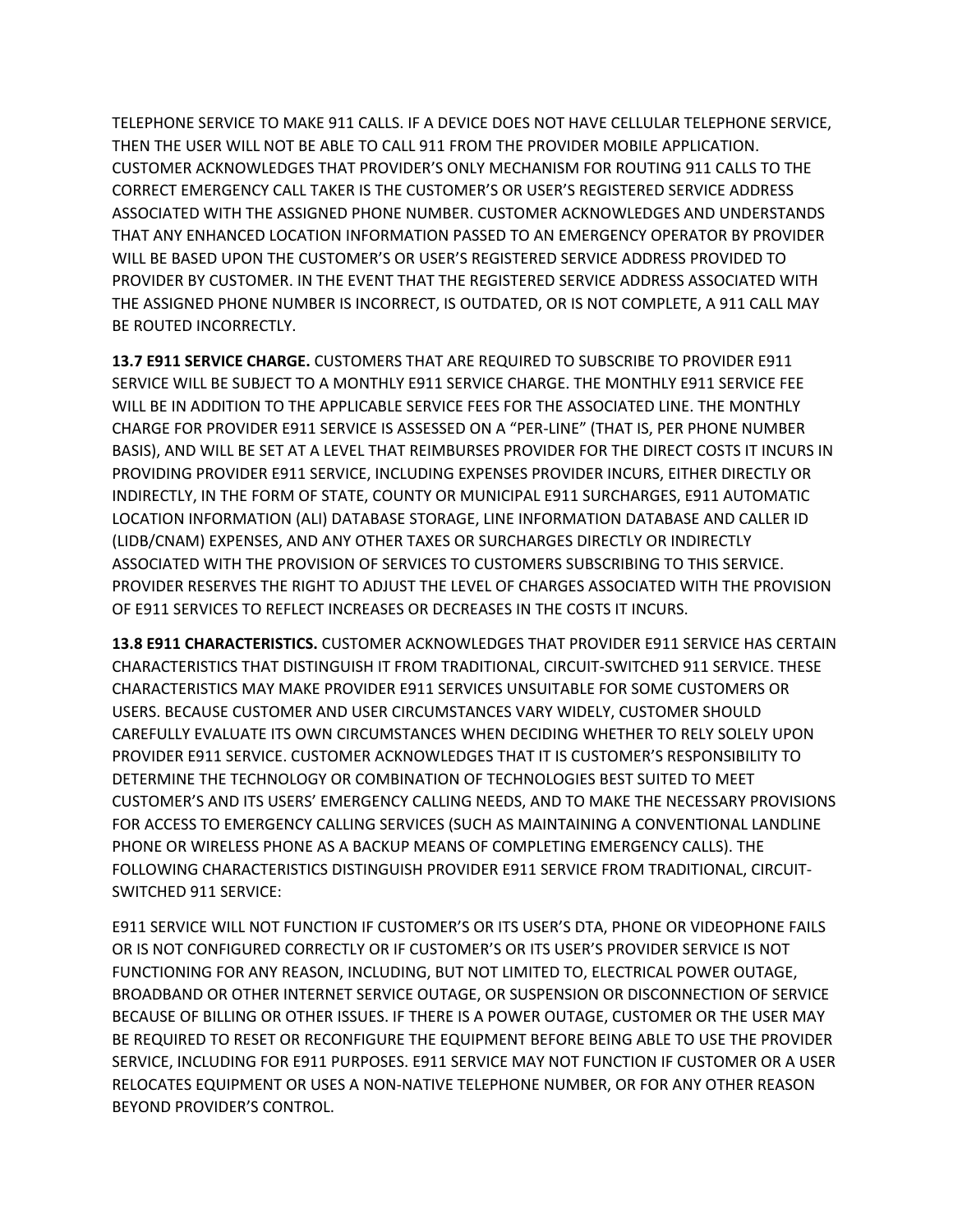TELEPHONE SERVICE TO MAKE 911 CALLS. IF A DEVICE DOES NOT HAVE CELLULAR TELEPHONE SERVICE, THEN THE USER WILL NOT BE ABLE TO CALL 911 FROM THE PROVIDER MOBILE APPLICATION. CUSTOMER ACKNOWLEDGES THAT PROVIDER'S ONLY MECHANISM FOR ROUTING 911 CALLS TO THE CORRECT EMERGENCY CALL TAKER IS THE CUSTOMER'S OR USER'S REGISTERED SERVICE ADDRESS ASSOCIATED WITH THE ASSIGNED PHONE NUMBER. CUSTOMER ACKNOWLEDGES AND UNDERSTANDS THAT ANY ENHANCED LOCATION INFORMATION PASSED TO AN EMERGENCY OPERATOR BY PROVIDER WILL BE BASED UPON THE CUSTOMER'S OR USER'S REGISTERED SERVICE ADDRESS PROVIDED TO PROVIDER BY CUSTOMER. IN THE EVENT THAT THE REGISTERED SERVICE ADDRESS ASSOCIATED WITH THE ASSIGNED PHONE NUMBER IS INCORRECT, IS OUTDATED, OR IS NOT COMPLETE, A 911 CALL MAY BE ROUTED INCORRECTLY.

**13.7 E911 SERVICE CHARGE.** CUSTOMERS THAT ARE REQUIRED TO SUBSCRIBE TO PROVIDER E911 SERVICE WILL BE SUBJECT TO A MONTHLY E911 SERVICE CHARGE. THE MONTHLY E911 SERVICE FEE WILL BE IN ADDITION TO THE APPLICABLE SERVICE FEES FOR THE ASSOCIATED LINE. THE MONTHLY CHARGE FOR PROVIDER E911 SERVICE IS ASSESSED ON A "PER-LINE" (THAT IS, PER PHONE NUMBER BASIS), AND WILL BE SET AT A LEVEL THAT REIMBURSES PROVIDER FOR THE DIRECT COSTS IT INCURS IN PROVIDING PROVIDER E911 SERVICE, INCLUDING EXPENSES PROVIDER INCURS, EITHER DIRECTLY OR INDIRECTLY, IN THE FORM OF STATE, COUNTY OR MUNICIPAL E911 SURCHARGES, E911 AUTOMATIC LOCATION INFORMATION (ALI) DATABASE STORAGE, LINE INFORMATION DATABASE AND CALLER ID (LIDB/CNAM) EXPENSES, AND ANY OTHER TAXES OR SURCHARGES DIRECTLY OR INDIRECTLY ASSOCIATED WITH THE PROVISION OF SERVICES TO CUSTOMERS SUBSCRIBING TO THIS SERVICE. PROVIDER RESERVES THE RIGHT TO ADJUST THE LEVEL OF CHARGES ASSOCIATED WITH THE PROVISION OF E911 SERVICES TO REFLECT INCREASES OR DECREASES IN THE COSTS IT INCURS.

**13.8 E911 CHARACTERISTICS.** CUSTOMER ACKNOWLEDGES THAT PROVIDER E911 SERVICE HAS CERTAIN CHARACTERISTICS THAT DISTINGUISH IT FROM TRADITIONAL, CIRCUIT-SWITCHED 911 SERVICE. THESE CHARACTERISTICS MAY MAKE PROVIDER E911 SERVICES UNSUITABLE FOR SOME CUSTOMERS OR USERS. BECAUSE CUSTOMER AND USER CIRCUMSTANCES VARY WIDELY, CUSTOMER SHOULD CAREFULLY EVALUATE ITS OWN CIRCUMSTANCES WHEN DECIDING WHETHER TO RELY SOLELY UPON PROVIDER E911 SERVICE. CUSTOMER ACKNOWLEDGES THAT IT IS CUSTOMER'S RESPONSIBILITY TO DETERMINE THE TECHNOLOGY OR COMBINATION OF TECHNOLOGIES BEST SUITED TO MEET CUSTOMER'S AND ITS USERS' EMERGENCY CALLING NEEDS, AND TO MAKE THE NECESSARY PROVISIONS FOR ACCESS TO EMERGENCY CALLING SERVICES (SUCH AS MAINTAINING A CONVENTIONAL LANDLINE PHONE OR WIRELESS PHONE AS A BACKUP MEANS OF COMPLETING EMERGENCY CALLS). THE FOLLOWING CHARACTERISTICS DISTINGUISH PROVIDER E911 SERVICE FROM TRADITIONAL, CIRCUIT-SWITCHED 911 SERVICE:

E911 SERVICE WILL NOT FUNCTION IF CUSTOMER'S OR ITS USER'S DTA, PHONE OR VIDEOPHONE FAILS OR IS NOT CONFIGURED CORRECTLY OR IF CUSTOMER'S OR ITS USER'S PROVIDER SERVICE IS NOT FUNCTIONING FOR ANY REASON, INCLUDING, BUT NOT LIMITED TO, ELECTRICAL POWER OUTAGE, BROADBAND OR OTHER INTERNET SERVICE OUTAGE, OR SUSPENSION OR DISCONNECTION OF SERVICE BECAUSE OF BILLING OR OTHER ISSUES. IF THERE IS A POWER OUTAGE, CUSTOMER OR THE USER MAY BE REQUIRED TO RESET OR RECONFIGURE THE EQUIPMENT BEFORE BEING ABLE TO USE THE PROVIDER SERVICE, INCLUDING FOR E911 PURPOSES. E911 SERVICE MAY NOT FUNCTION IF CUSTOMER OR A USER RELOCATES EQUIPMENT OR USES A NON-NATIVE TELEPHONE NUMBER, OR FOR ANY OTHER REASON BEYOND PROVIDER'S CONTROL.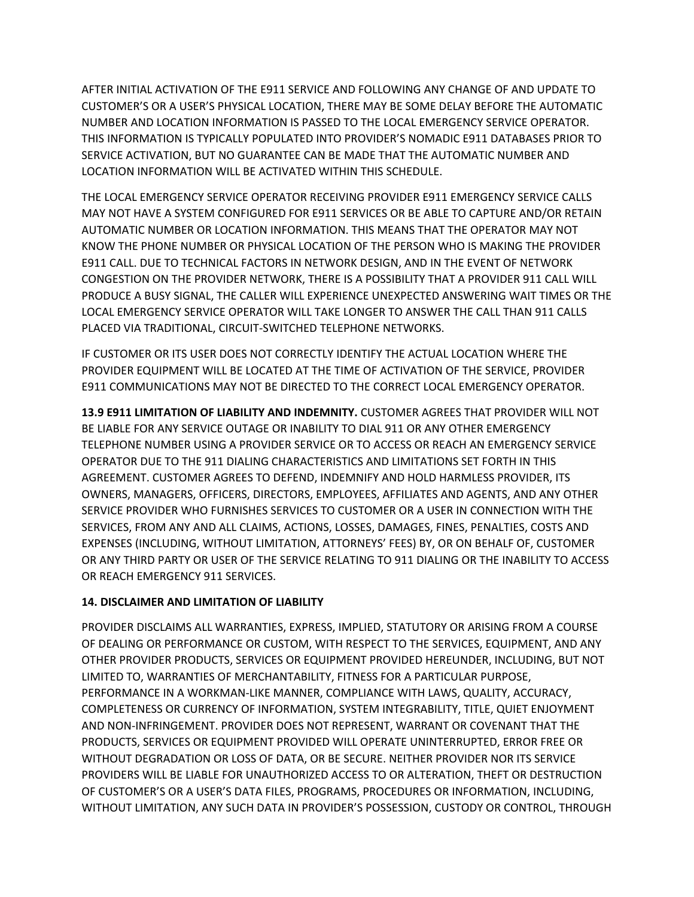AFTER INITIAL ACTIVATION OF THE E911 SERVICE AND FOLLOWING ANY CHANGE OF AND UPDATE TO CUSTOMER'S OR A USER'S PHYSICAL LOCATION, THERE MAY BE SOME DELAY BEFORE THE AUTOMATIC NUMBER AND LOCATION INFORMATION IS PASSED TO THE LOCAL EMERGENCY SERVICE OPERATOR. THIS INFORMATION IS TYPICALLY POPULATED INTO PROVIDER'S NOMADIC E911 DATABASES PRIOR TO SERVICE ACTIVATION, BUT NO GUARANTEE CAN BE MADE THAT THE AUTOMATIC NUMBER AND LOCATION INFORMATION WILL BE ACTIVATED WITHIN THIS SCHEDULE.

THE LOCAL EMERGENCY SERVICE OPERATOR RECEIVING PROVIDER E911 EMERGENCY SERVICE CALLS MAY NOT HAVE A SYSTEM CONFIGURED FOR E911 SERVICES OR BE ABLE TO CAPTURE AND/OR RETAIN AUTOMATIC NUMBER OR LOCATION INFORMATION. THIS MEANS THAT THE OPERATOR MAY NOT KNOW THE PHONE NUMBER OR PHYSICAL LOCATION OF THE PERSON WHO IS MAKING THE PROVIDER E911 CALL. DUE TO TECHNICAL FACTORS IN NETWORK DESIGN, AND IN THE EVENT OF NETWORK CONGESTION ON THE PROVIDER NETWORK, THERE IS A POSSIBILITY THAT A PROVIDER 911 CALL WILL PRODUCE A BUSY SIGNAL, THE CALLER WILL EXPERIENCE UNEXPECTED ANSWERING WAIT TIMES OR THE LOCAL EMERGENCY SERVICE OPERATOR WILL TAKE LONGER TO ANSWER THE CALL THAN 911 CALLS PLACED VIA TRADITIONAL, CIRCUIT-SWITCHED TELEPHONE NETWORKS.

IF CUSTOMER OR ITS USER DOES NOT CORRECTLY IDENTIFY THE ACTUAL LOCATION WHERE THE PROVIDER EQUIPMENT WILL BE LOCATED AT THE TIME OF ACTIVATION OF THE SERVICE, PROVIDER E911 COMMUNICATIONS MAY NOT BE DIRECTED TO THE CORRECT LOCAL EMERGENCY OPERATOR.

**13.9 E911 LIMITATION OF LIABILITY AND INDEMNITY.** CUSTOMER AGREES THAT PROVIDER WILL NOT BE LIABLE FOR ANY SERVICE OUTAGE OR INABILITY TO DIAL 911 OR ANY OTHER EMERGENCY TELEPHONE NUMBER USING A PROVIDER SERVICE OR TO ACCESS OR REACH AN EMERGENCY SERVICE OPERATOR DUE TO THE 911 DIALING CHARACTERISTICS AND LIMITATIONS SET FORTH IN THIS AGREEMENT. CUSTOMER AGREES TO DEFEND, INDEMNIFY AND HOLD HARMLESS PROVIDER, ITS OWNERS, MANAGERS, OFFICERS, DIRECTORS, EMPLOYEES, AFFILIATES AND AGENTS, AND ANY OTHER SERVICE PROVIDER WHO FURNISHES SERVICES TO CUSTOMER OR A USER IN CONNECTION WITH THE SERVICES, FROM ANY AND ALL CLAIMS, ACTIONS, LOSSES, DAMAGES, FINES, PENALTIES, COSTS AND EXPENSES (INCLUDING, WITHOUT LIMITATION, ATTORNEYS' FEES) BY, OR ON BEHALF OF, CUSTOMER OR ANY THIRD PARTY OR USER OF THE SERVICE RELATING TO 911 DIALING OR THE INABILITY TO ACCESS OR REACH EMERGENCY 911 SERVICES.

**14. DISCLAIMER AND LIMITATION OF LIABILITY**

PROVIDER DISCLAIMS ALL WARRANTIES, EXPRESS, IMPLIED, STATUTORY OR ARISING FROM A COURSE OF DEALING OR PERFORMANCE OR CUSTOM, WITH RESPECT TO THE SERVICES, EQUIPMENT, AND ANY OTHER PROVIDER PRODUCTS, SERVICES OR EQUIPMENT PROVIDED HEREUNDER, INCLUDING, BUT NOT LIMITED TO, WARRANTIES OF MERCHANTABILITY, FITNESS FOR A PARTICULAR PURPOSE, PERFORMANCE IN A WORKMAN-LIKE MANNER, COMPLIANCE WITH LAWS, QUALITY, ACCURACY, COMPLETENESS OR CURRENCY OF INFORMATION, SYSTEM INTEGRABILITY, TITLE, QUIET ENJOYMENT AND NON-INFRINGEMENT. PROVIDER DOES NOT REPRESENT, WARRANT OR COVENANT THAT THE PRODUCTS, SERVICES OR EQUIPMENT PROVIDED WILL OPERATE UNINTERRUPTED, ERROR FREE OR WITHOUT DEGRADATION OR LOSS OF DATA, OR BE SECURE. NEITHER PROVIDER NOR ITS SERVICE PROVIDERS WILL BE LIABLE FOR UNAUTHORIZED ACCESS TO OR ALTERATION, THEFT OR DESTRUCTION OF CUSTOMER'S OR A USER'S DATA FILES, PROGRAMS, PROCEDURES OR INFORMATION, INCLUDING, WITHOUT LIMITATION, ANY SUCH DATA IN PROVIDER'S POSSESSION, CUSTODY OR CONTROL, THROUGH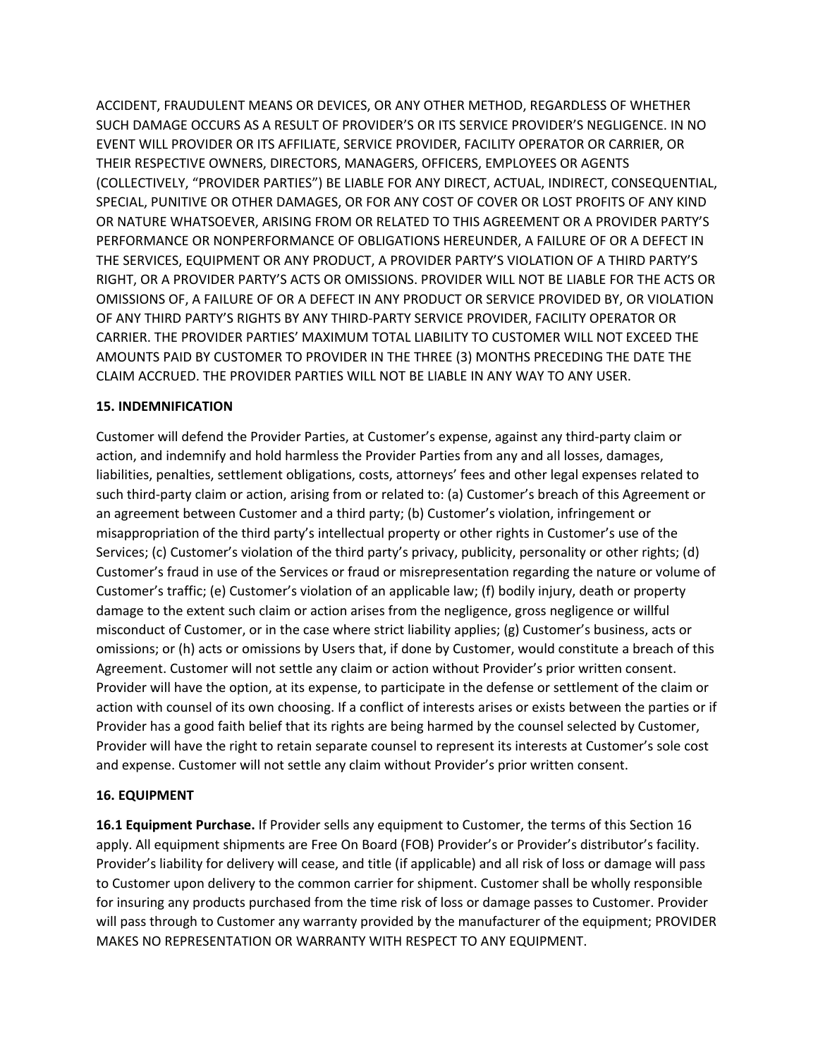ACCIDENT, FRAUDULENT MEANS OR DEVICES, OR ANY OTHER METHOD, REGARDLESS OF WHETHER SUCH DAMAGE OCCURS AS A RESULT OF PROVIDER'S OR ITS SERVICE PROVIDER'S NEGLIGENCE. IN NO EVENT WILL PROVIDER OR ITS AFFILIATE, SERVICE PROVIDER, FACILITY OPERATOR OR CARRIER, OR THEIR RESPECTIVE OWNERS, DIRECTORS, MANAGERS, OFFICERS, EMPLOYEES OR AGENTS (COLLECTIVELY, "PROVIDER PARTIES") BE LIABLE FOR ANY DIRECT, ACTUAL, INDIRECT, CONSEQUENTIAL, SPECIAL, PUNITIVE OR OTHER DAMAGES, OR FOR ANY COST OF COVER OR LOST PROFITS OF ANY KIND OR NATURE WHATSOEVER, ARISING FROM OR RELATED TO THIS AGREEMENT OR A PROVIDER PARTY'S PERFORMANCE OR NONPERFORMANCE OF OBLIGATIONS HEREUNDER, A FAILURE OF OR A DEFECT IN THE SERVICES, EQUIPMENT OR ANY PRODUCT, A PROVIDER PARTY'S VIOLATION OF A THIRD PARTY'S RIGHT, OR A PROVIDER PARTY'S ACTS OR OMISSIONS. PROVIDER WILL NOT BE LIABLE FOR THE ACTS OR OMISSIONS OF, A FAILURE OF OR A DEFECT IN ANY PRODUCT OR SERVICE PROVIDED BY, OR VIOLATION OF ANY THIRD PARTY'S RIGHTS BY ANY THIRD-PARTY SERVICE PROVIDER, FACILITY OPERATOR OR CARRIER. THE PROVIDER PARTIES' MAXIMUM TOTAL LIABILITY TO CUSTOMER WILL NOT EXCEED THE AMOUNTS PAID BY CUSTOMER TO PROVIDER IN THE THREE (3) MONTHS PRECEDING THE DATE THE CLAIM ACCRUED. THE PROVIDER PARTIES WILL NOT BE LIABLE IN ANY WAY TO ANY USER.

## 15. INDEMNIFICATION

Customer will defend the Provider Parties, at Customer's expense, against any third-party claim or action, and indemnify and hold harmless the Provider Parties from any and all losses, damages, liabilities, penalties, settlement obligations, costs, attorneys' fees and other legal expenses related to such third-party claim or action, arising from or related to: (a) Customer's breach of this Agreement or an agreement between Customer and a third party; (b) Customer's violation, infringement or misappropriation of the third party's intellectual property or other rights in Customer's use of the Services; (c) Customer's violation of the third party's privacy, publicity, personality or other rights; (d) Customer's fraud in use of the Services or fraud or misrepresentation regarding the nature or volume of Customer's traffic; (e) Customer's violation of an applicable law; (f) bodily injury, death or property damage to the extent such claim or action arises from the negligence, gross negligence or willful misconduct of Customer, or in the case where strict liability applies; (g) Customer's business, acts or omissions; or (h) acts or omissions by Users that, if done by Customer, would constitute a breach of this Agreement. Customer will not settle any claim or action without Provider's prior written consent. Provider will have the option, at its expense, to participate in the defense or settlement of the claim or action with counsel of its own choosing. If a conflict of interests arises or exists between the parties or if Provider has a good faith belief that its rights are being harmed by the counsel selected by Customer, Provider will have the right to retain separate counsel to represent its interests at Customer's sole cost and expense. Customer will not settle any claim without Provider's prior written consent.

## 16. EQUIPMENT

**16.1 Equipment Purchase.** If Provider sells any equipment to Customer, the terms of this Section 16 apply. All equipment shipments are Free On Board (FOB) Provider's or Provider's distributor's facility. Provider's liability for delivery will cease, and title (if applicable) and all risk of loss or damage will pass to Customer upon delivery to the common carrier for shipment. Customer shall be wholly responsible for insuring any products purchased from the time risk of loss or damage passes to Customer. Provider will pass through to Customer any warranty provided by the manufacturer of the equipment; PROVIDER MAKES NO REPRESENTATION OR WARRANTY WITH RESPECT TO ANY EQUIPMENT.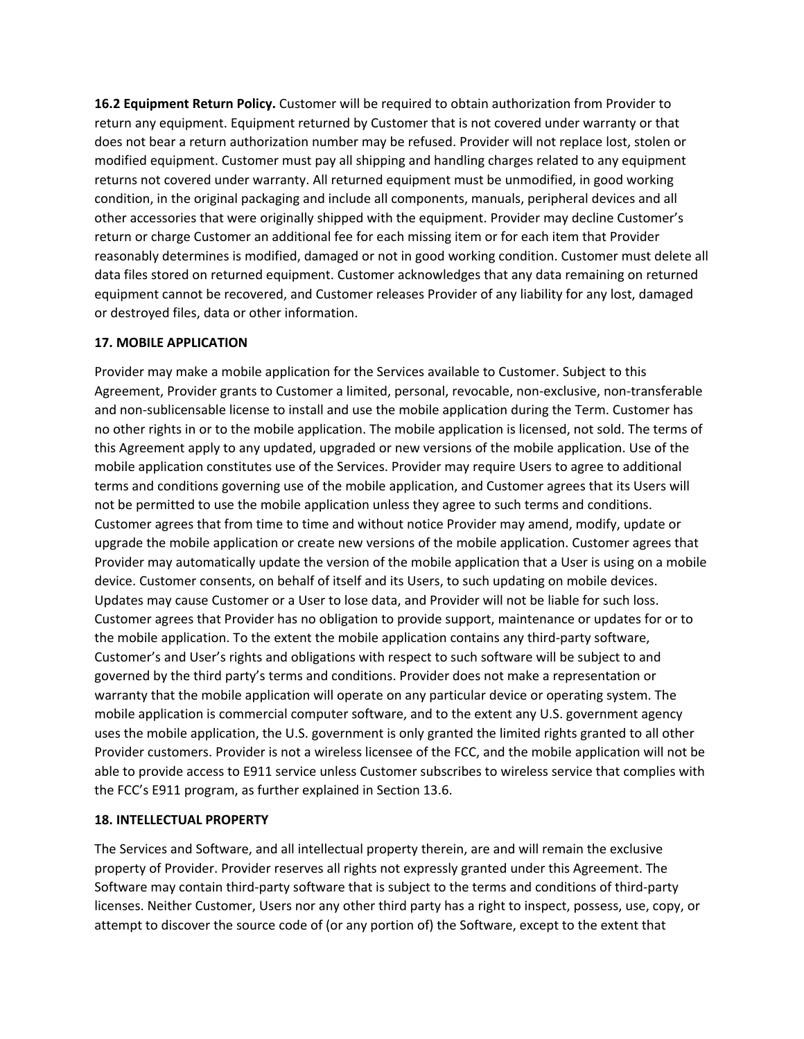**16.2 Equipment Return Policy.** Customer will be required to obtain authorization from Provider to return any equipment. Equipment returned by Customer that is not covered under warranty or that does not bear a return authorization number may be refused. Provider will not replace lost, stolen or modified equipment. Customer must pay all shipping and handling charges related to any equipment returns not covered under warranty. All returned equipment must be unmodified, in good working condition, in the original packaging and include all components, manuals, peripheral devices and all other accessories that were originally shipped with the equipment. Provider may decline Customer's return or charge Customer an additional fee for each missing item or for each item that Provider reasonably determines is modified, damaged or not in good working condition. Customer must delete all data files stored on returned equipment. Customer acknowledges that any data remaining on returned equipment cannot be recovered, and Customer releases Provider of any liability for any lost, damaged or destroyed files, data or other information.

## 17. MOBILE APPLICATION

Provider may make a mobile application for the Services available to Customer. Subject to this Agreement, Provider grants to Customer a limited, personal, revocable, non-exclusive, non-transferable and non-sublicensable license to install and use the mobile application during the Term. Customer has no other rights in or to the mobile application. The mobile application is licensed, not sold. The terms of this Agreement apply to any updated, upgraded or new versions of the mobile application. Use of the mobile application constitutes use of the Services. Provider may require Users to agree to additional terms and conditions governing use of the mobile application, and Customer agrees that its Users will not be permitted to use the mobile application unless they agree to such terms and conditions. Customer agrees that from time to time and without notice Provider may amend, modify, update or upgrade the mobile application or create new versions of the mobile application. Customer agrees that Provider may automatically update the version of the mobile application that a User is using on a mobile device. Customer consents, on behalf of itself and its Users, to such updating on mobile devices. Updates may cause Customer or a User to lose data, and Provider will not be liable for such loss. Customer agrees that Provider has no obligation to provide support, maintenance or updates for or to the mobile application. To the extent the mobile application contains any third-party software, Customer's and User's rights and obligations with respect to such software will be subject to and governed by the third party's terms and conditions. Provider does not make a representation or warranty that the mobile application will operate on any particular device or operating system. The mobile application is commercial computer software, and to the extent any U.S. government agency uses the mobile application, the U.S. government is only granted the limited rights granted to all other Provider customers. Provider is not a wireless licensee of the FCC, and the mobile application will not be able to provide access to E911 service unless Customer subscribes to wireless service that complies with the FCC's E911 program, as further explained in Section 13.6.

## 18. INTELLECTUAL PROPERTY

The Services and Software, and all intellectual property therein, are and will remain the exclusive property of Provider. Provider reserves all rights not expressly granted under this Agreement. The Software may contain third-party software that is subject to the terms and conditions of third-party licenses. Neither Customer, Users nor any other third party has a right to inspect, possess, use, copy, or attempt to discover the source code of (or any portion of) the Software, except to the extent that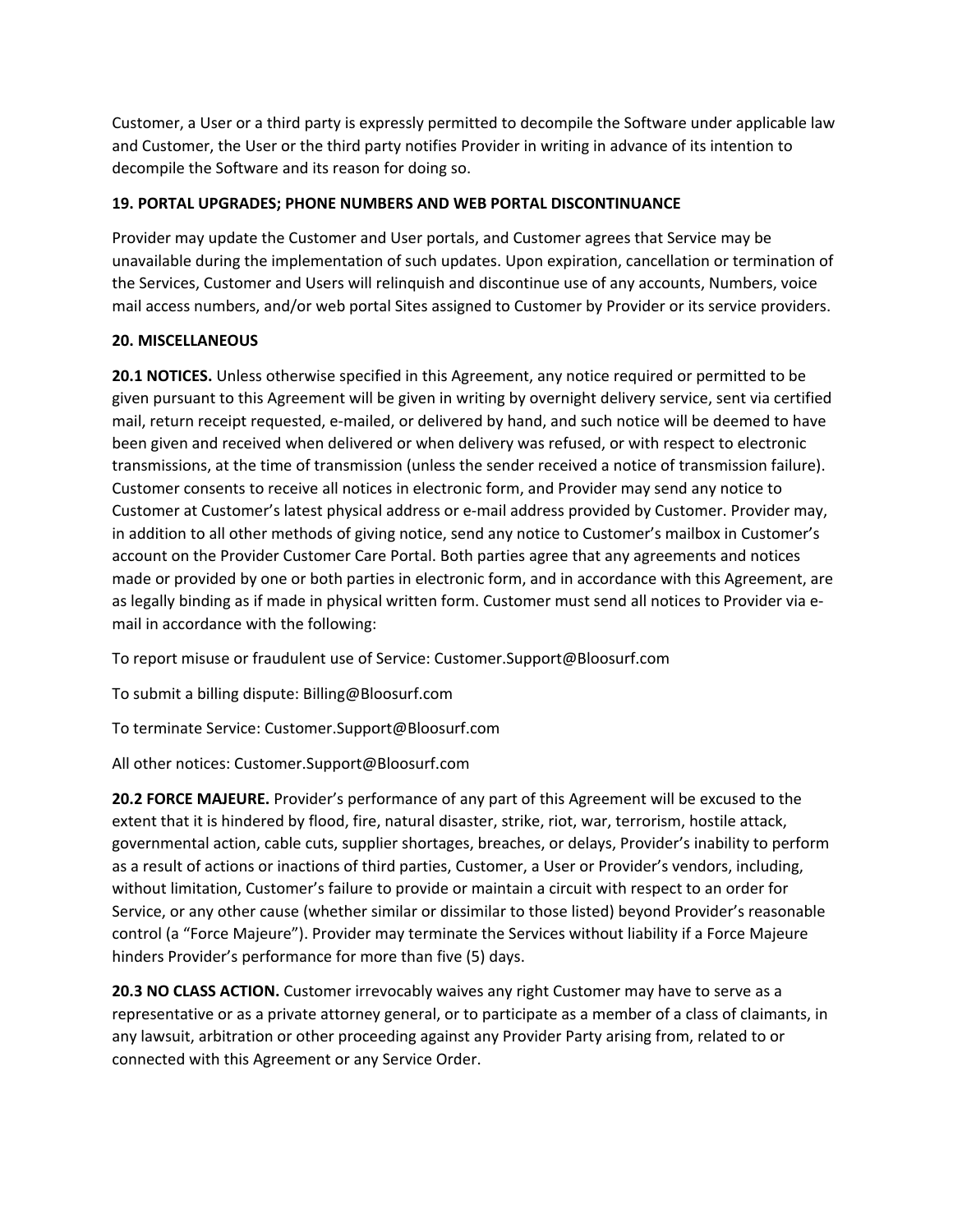Customer, a User or a third party is expressly permitted to decompile the Software under applicable law and Customer, the User or the third party notifies Provider in writing in advance of its intention to decompile the Software and its reason for doing so.

**19. PORTAL UPGRADES; PHONE NUMBERS AND WEB PORTAL DISCONTINUANCE**

Provider may update the Customer and User portals, and Customer agrees that Service may be unavailable during the implementation of such updates. Upon expiration, cancellation or termination of the Services, Customer and Users will relinquish and discontinue use of any accounts, Numbers, voice mail access numbers, and/or web portal Sites assigned to Customer by Provider or its service providers.

**20. MISCELLANEOUS**

**20.1 NOTICES.** Unless otherwise specified in this Agreement, any notice required or permitted to be given pursuant to this Agreement will be given in writing by overnight delivery service, sent via certified mail, return receipt requested, e-mailed, or delivered by hand, and such notice will be deemed to have been given and received when delivered or when delivery was refused, or with respect to electronic transmissions, at the time of transmission (unless the sender received a notice of transmission failure). Customer consents to receive all notices in electronic form, and Provider may send any notice to Customer at Customer's latest physical address or e-mail address provided by Customer. Provider may, in addition to all other methods of giving notice, send any notice to Customer's mailbox in Customer's account on the Provider Customer Care Portal. Both parties agree that any agreements and notices made or provided by one or both parties in electronic form, and in accordance with this Agreement, are as legally binding as if made in physical written form. Customer must send all notices to Provider via e-mail in accordance with the following:

To report misuse or fraudulent use of Service: Customer.Support@Bloosurf.com

To submit a billing dispute: Billing@Bloosurf.com

To terminate Service: Customer.Support@Bloosurf.com

All other notices: Customer.Support@Bloosurf.com

**20.2 FORCE MAJEURE.** Provider's performance of any part of this Agreement will be excused to the extent that it is hindered by flood, fire, natural disaster, strike, riot, war, terrorism, hostile attack, governmental action, cable cuts, supplier shortages, breaches, or delays, Provider's inability to perform as a result of actions or inactions of third parties, Customer, a User or Provider's vendors, including, without limitation, Customer's failure to provide or maintain a circuit with respect to an order for Service, or any other cause (whether similar or dissimilar to those listed) beyond Provider's reasonable control (a "Force Majeure"). Provider may terminate the Services without liability if a Force Majeure hinders Provider's performance for more than five (5) days.

**20.3 NO CLASS ACTION.** Customer irrevocably waives any right Customer may have to serve as a representative or as a private attorney general, or to participate as a member of a class of claimants, in any lawsuit, arbitration or other proceeding against any Provider Party arising from, related to or connected with this Agreement or any Service Order.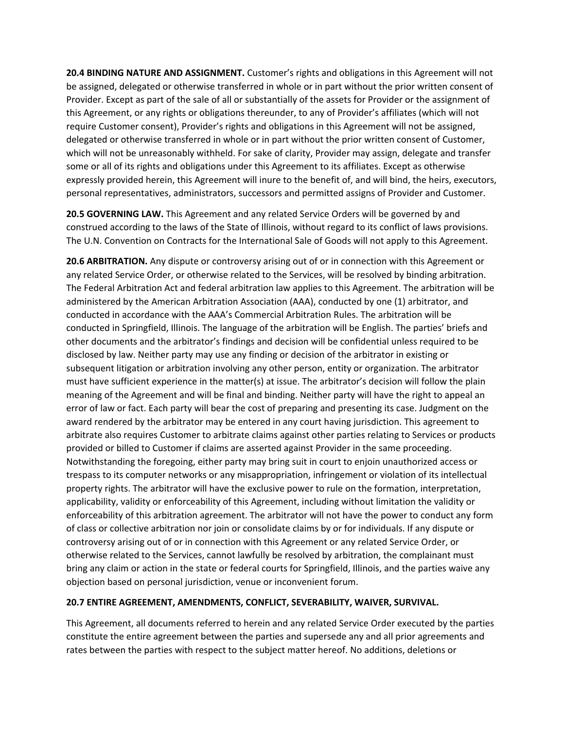**20.4 BINDING NATURE AND ASSIGNMENT.** Customer's rights and obligations in this Agreement will not be assigned, delegated or otherwise transferred in whole or in part without the prior written consent of Provider. Except as part of the sale of all or substantially of the assets for Provider or the assignment of this Agreement, or any rights or obligations thereunder, to any of Provider's affiliates (which will not require Customer consent), Provider's rights and obligations in this Agreement will not be assigned, delegated or otherwise transferred in whole or in part without the prior written consent of Customer, which will not be unreasonably withheld. For sake of clarity, Provider may assign, delegate and transfer some or all of its rights and obligations under this Agreement to its affiliates. Except as otherwise expressly provided herein, this Agreement will inure to the benefit of, and will bind, the heirs, executors, personal representatives, administrators, successors and permitted assigns of Provider and Customer.

**20.5 GOVERNING LAW.** This Agreement and any related Service Orders will be governed by and construed according to the laws of the State of Illinois, without regard to its conflict of laws provisions. The U.N. Convention on Contracts for the International Sale of Goods will not apply to this Agreement.

**20.6 ARBITRATION.** Any dispute or controversy arising out of or in connection with this Agreement or any related Service Order, or otherwise related to the Services, will be resolved by binding arbitration. The Federal Arbitration Act and federal arbitration law applies to this Agreement. The arbitration will be administered by the American Arbitration Association (AAA), conducted by one (1) arbitrator, and conducted in accordance with the AAA's Commercial Arbitration Rules. The arbitration will be conducted in Springfield, Illinois. The language of the arbitration will be English. The parties' briefs and other documents and the arbitrator's findings and decision will be confidential unless required to be disclosed by law. Neither party may use any finding or decision of the arbitrator in existing or subsequent litigation or arbitration involving any other person, entity or organization. The arbitrator must have sufficient experience in the matter(s) at issue. The arbitrator's decision will follow the plain meaning of the Agreement and will be final and binding. Neither party will have the right to appeal an error of law or fact. Each party will bear the cost of preparing and presenting its case. Judgment on the award rendered by the arbitrator may be entered in any court having jurisdiction. This agreement to arbitrate also requires Customer to arbitrate claims against other parties relating to Services or products provided or billed to Customer if claims are asserted against Provider in the same proceeding. Notwithstanding the foregoing, either party may bring suit in court to enjoin unauthorized access or trespass to its computer networks or any misappropriation, infringement or violation of its intellectual property rights. The arbitrator will have the exclusive power to rule on the formation, interpretation, applicability, validity or enforceability of this Agreement, including without limitation the validity or enforceability of this arbitration agreement. The arbitrator will not have the power to conduct any form of class or collective arbitration nor join or consolidate claims by or for individuals. If any dispute or controversy arising out of or in connection with this Agreement or any related Service Order, or otherwise related to the Services, cannot lawfully be resolved by arbitration, the complainant must bring any claim or action in the state or federal courts for Springfield, Illinois, and the parties waive any objection based on personal jurisdiction, venue or inconvenient forum.

**20.7 ENTIRE AGREEMENT, AMENDMENTS, CONFLICT, SEVERABILITY, WAIVER, SURVIVAL.**

This Agreement, all documents referred to herein and any related Service Order executed by the parties constitute the entire agreement between the parties and supersede any and all prior agreements and rates between the parties with respect to the subject matter hereof. No additions, deletions or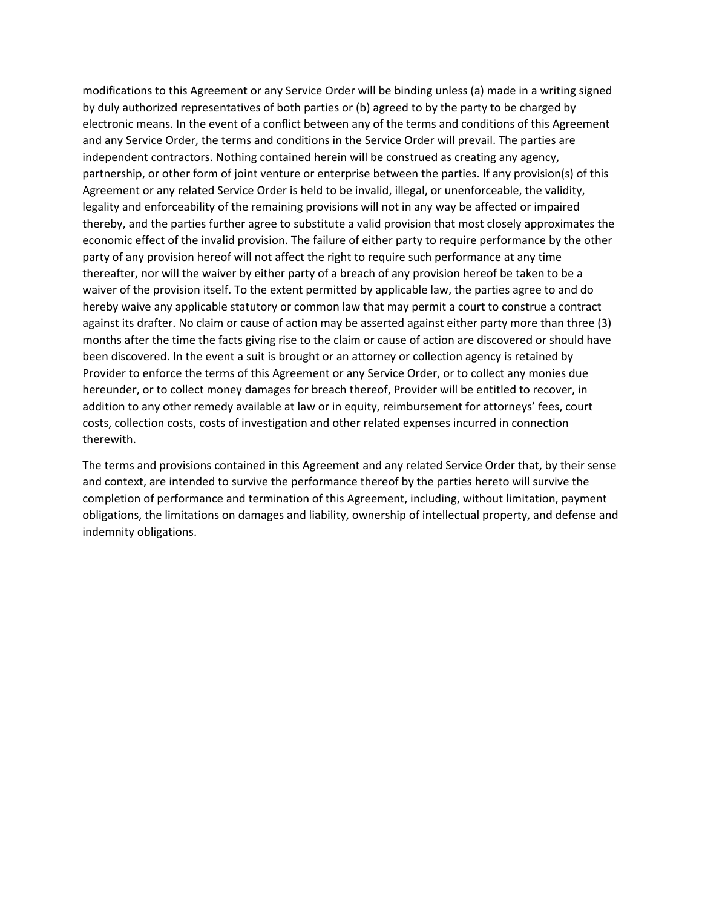modifications to this Agreement or any Service Order will be binding unless (a) made in a writing signed by duly authorized representatives of both parties or (b) agreed to by the party to be charged by electronic means. In the event of a conflict between any of the terms and conditions of this Agreement and any Service Order, the terms and conditions in the Service Order will prevail. The parties are independent contractors. Nothing contained herein will be construed as creating any agency, partnership, or other form of joint venture or enterprise between the parties. If any provision(s) of this Agreement or any related Service Order is held to be invalid, illegal, or unenforceable, the validity, legality and enforceability of the remaining provisions will not in any way be affected or impaired thereby, and the parties further agree to substitute a valid provision that most closely approximates the economic effect of the invalid provision. The failure of either party to require performance by the other party of any provision hereof will not affect the right to require such performance at any time thereafter, nor will the waiver by either party of a breach of any provision hereof be taken to be a waiver of the provision itself. To the extent permitted by applicable law, the parties agree to and do hereby waive any applicable statutory or common law that may permit a court to construe a contract against its drafter. No claim or cause of action may be asserted against either party more than three (3) months after the time the facts giving rise to the claim or cause of action are discovered or should have been discovered. In the event a suit is brought or an attorney or collection agency is retained by Provider to enforce the terms of this Agreement or any Service Order, or to collect any monies due hereunder, or to collect money damages for breach thereof, Provider will be entitled to recover, in addition to any other remedy available at law or in equity, reimbursement for attorneys' fees, court costs, collection costs, costs of investigation and other related expenses incurred in connection therewith.

The terms and provisions contained in this Agreement and any related Service Order that, by their sense and context, are intended to survive the performance thereof by the parties hereto will survive the completion of performance and termination of this Agreement, including, without limitation, payment obligations, the limitations on damages and liability, ownership of intellectual property, and defense and indemnity obligations.